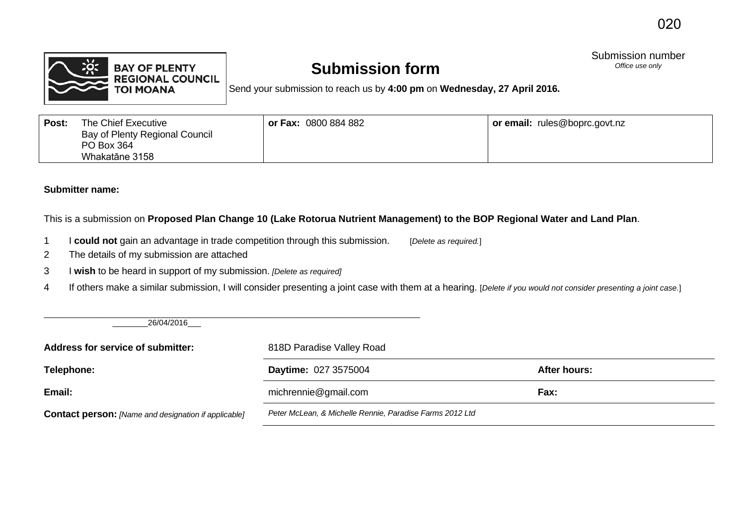020

Submission number
*Office use only*

BAY OF PLENTY REGIONAL COUNCIL TOI MOANA

# Submission form

Send your submission to reach us by **4:00 pm** on **Wednesday, 27 April 2016.**

| **Post:** The Chief Executive Bay of Plenty Regional Council PO Box 364 Whakatāne 3158 | **or Fax:** 0800 884 882 | **or email:** rules@boprc.govt.nz |
|---|---|---|

**Submitter name:**

This is a submission on **Proposed Plan Change 10 (Lake Rotorua Nutrient Management) to the BOP Regional Water and Land Plan**.

1 I **could not** gain an advantage in trade competition through this submission. [*Delete as required.*]

2 The details of my submission are attached

3 I **wish** to be heard in support of my submission. *[Delete as required]*

4 If others make a similar submission, I will consider presenting a joint case with them at a hearing. [*Delete if you would not consider presenting a joint case.*]

________________________________________________________________

________26/04/2016___

| | | | |
|---|---|---|---|
| **Address for service of submitter:** | 818D Paradise Valley Road | | |
| **Telephone:** | **Daytime:** 027 3575004 | **After hours:** | |
| **Email:** | michrennie@gmail.com | **Fax:** | |
| **Contact person:** *[Name and designation if applicable]* | *Peter McLean, & Michelle Rennie, Paradise Farms 2012 Ltd* | | |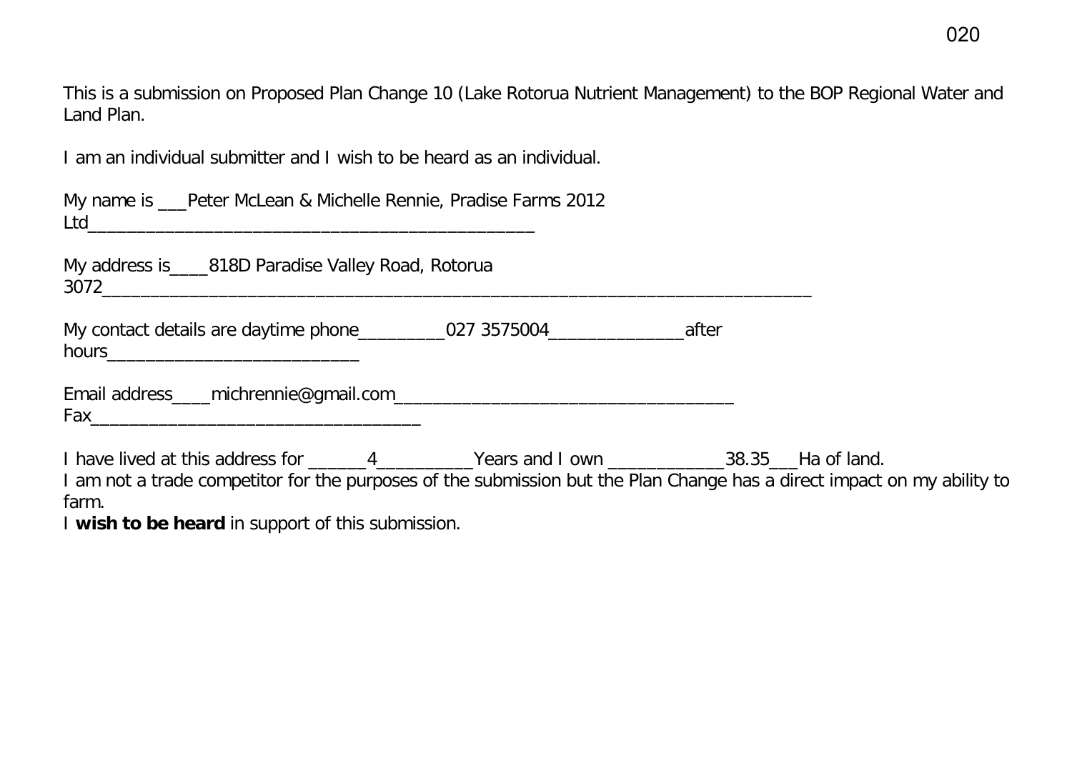This is a submission on Proposed Plan Change 10 (Lake Rotorua Nutrient Management) to the BOP Regional Water and Land Plan.

I am an individual submitter and I wish to be heard as an individual.

My name is ___Peter McLean & Michelle Rennie, Pradise Farms 2012 Ltd_____________________________________________

My address is____818D Paradise Valley Road, Rotorua 3072_______________________________________________________________________

My contact details are daytime phone_________027 3575004______________after hours__________________________

Email address____michrennie@gmail.com___________________________________ Fax_________________________________

I have lived at this address for ______4__________Years and I own ____________38.35___Ha of land.
I am not a trade competitor for the purposes of the submission but the Plan Change has a direct impact on my ability to farm.
I **wish to be heard** in support of this submission.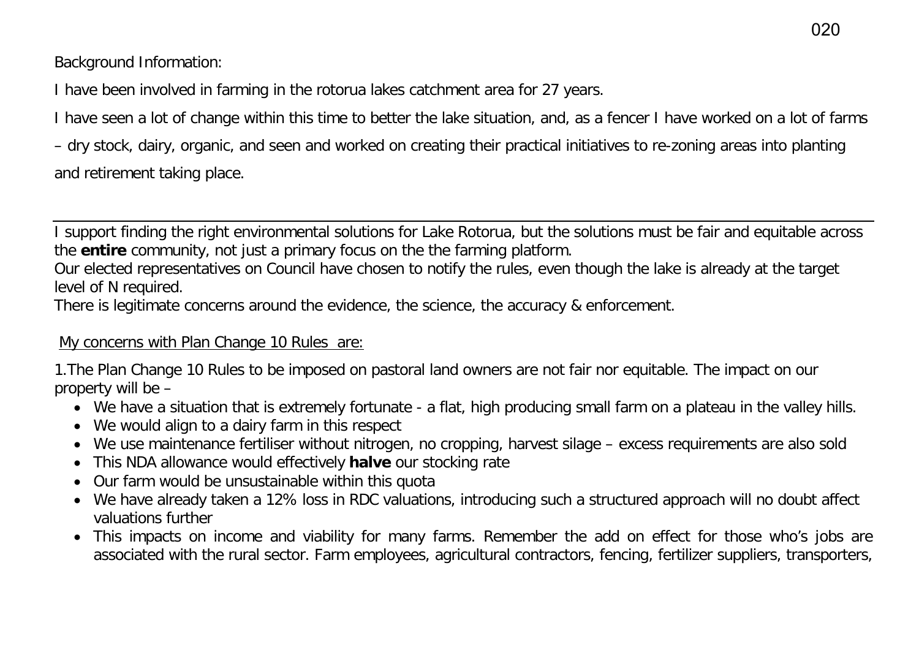Background Information:

I have been involved in farming in the rotorua lakes catchment area for 27 years.

I have seen a lot of change within this time to better the lake situation, and, as a fencer I have worked on a lot of farms – dry stock, dairy, organic, and seen and worked on creating their practical initiatives to re-zoning areas into planting and retirement taking place.

---

I support finding the right environmental solutions for Lake Rotorua, but the solutions must be fair and equitable across the **entire** community, not just a primary focus on the the farming platform.
Our elected representatives on Council have chosen to notify the rules, even though the lake is already at the target level of N required.
There is legitimate concerns around the evidence, the science, the accuracy & enforcement.

My concerns with Plan Change 10 Rules are:

1.The Plan Change 10 Rules to be imposed on pastoral land owners are not fair nor equitable. The impact on our property will be –

- We have a situation that is extremely fortunate - a flat, high producing small farm on a plateau in the valley hills.
- We would align to a dairy farm in this respect
- We use maintenance fertiliser without nitrogen, no cropping, harvest silage – excess requirements are also sold
- This NDA allowance would effectively **halve** our stocking rate
- Our farm would be unsustainable within this quota
- We have already taken a 12% loss in RDC valuations, introducing such a structured approach will no doubt affect valuations further
- This impacts on income and viability for many farms. Remember the add on effect for those who's jobs are associated with the rural sector. Farm employees, agricultural contractors, fencing, fertilizer suppliers, transporters,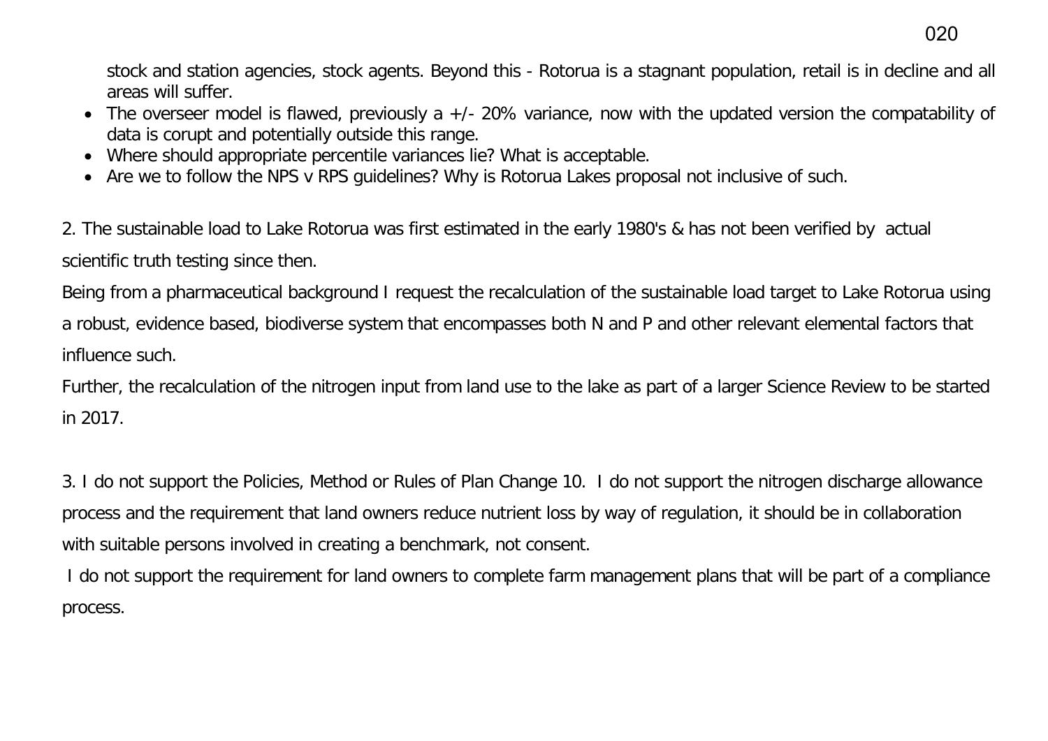stock and station agencies, stock agents. Beyond this - Rotorua is a stagnant population, retail is in decline and all areas will suffer.

- The overseer model is flawed, previously a +/- 20% variance, now with the updated version the compatability of data is corupt and potentially outside this range.
- Where should appropriate percentile variances lie? What is acceptable.
- Are we to follow the NPS v RPS guidelines? Why is Rotorua Lakes proposal not inclusive of such.

2. The sustainable load to Lake Rotorua was first estimated in the early 1980's & has not been verified by actual scientific truth testing since then.

Being from a pharmaceutical background I request the recalculation of the sustainable load target to Lake Rotorua using a robust, evidence based, biodiverse system that encompasses both N and P and other relevant elemental factors that influence such.

Further, the recalculation of the nitrogen input from land use to the lake as part of a larger Science Review to be started in 2017.

3. I do not support the Policies, Method or Rules of Plan Change 10. I do not support the nitrogen discharge allowance process and the requirement that land owners reduce nutrient loss by way of regulation, it should be in collaboration with suitable persons involved in creating a benchmark, not consent.

I do not support the requirement for land owners to complete farm management plans that will be part of a compliance process.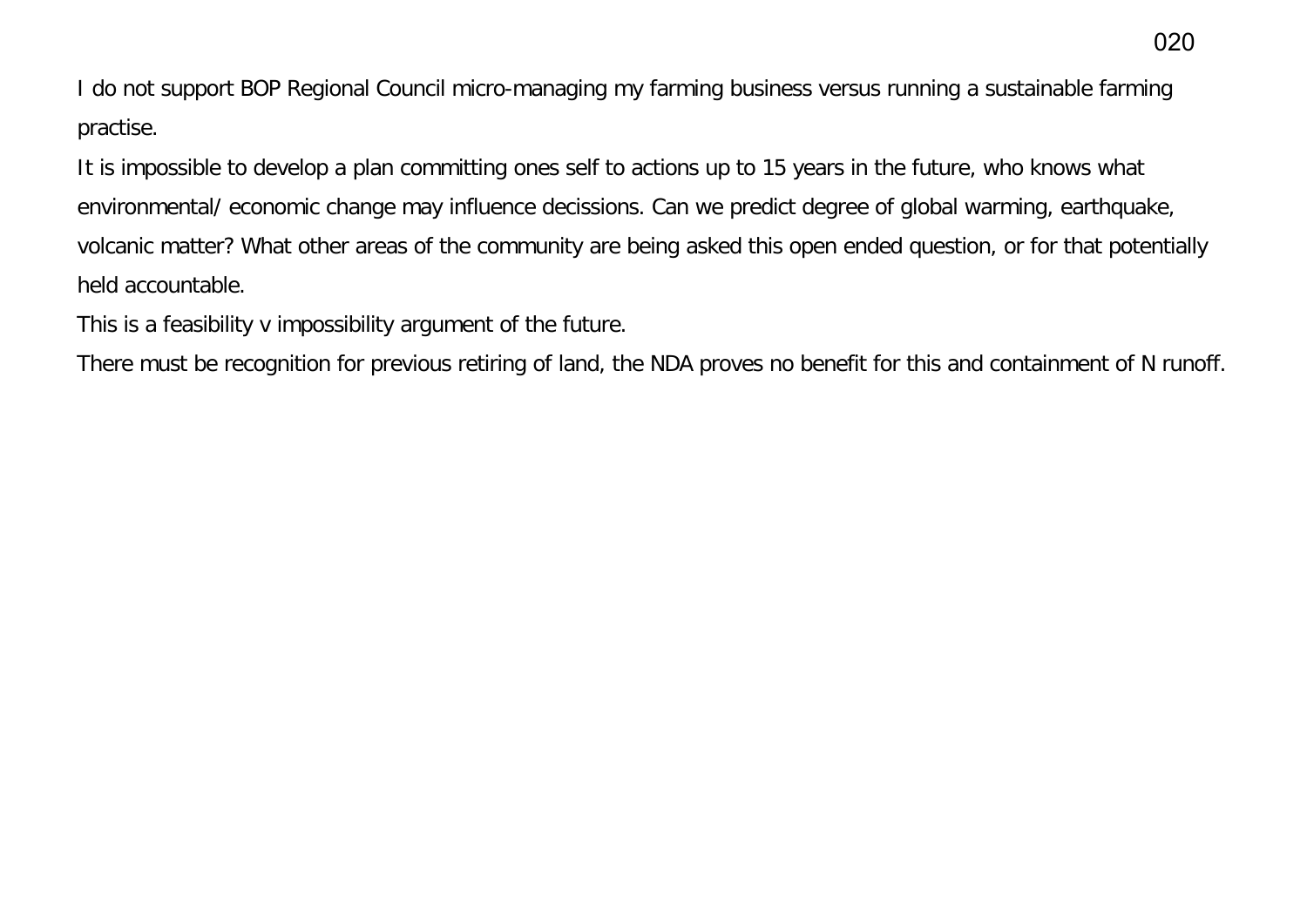I do not support BOP Regional Council micro-managing my farming business versus running a sustainable farming practise.

It is impossible to develop a plan committing ones self to actions up to 15 years in the future, who knows what environmental/ economic change may influence decissions. Can we predict degree of global warming, earthquake, volcanic matter? What other areas of the community are being asked this open ended question, or for that potentially held accountable.

This is a feasibility v impossibility argument of the future.

There must be recognition for previous retiring of land, the NDA proves no benefit for this and containment of N runoff.